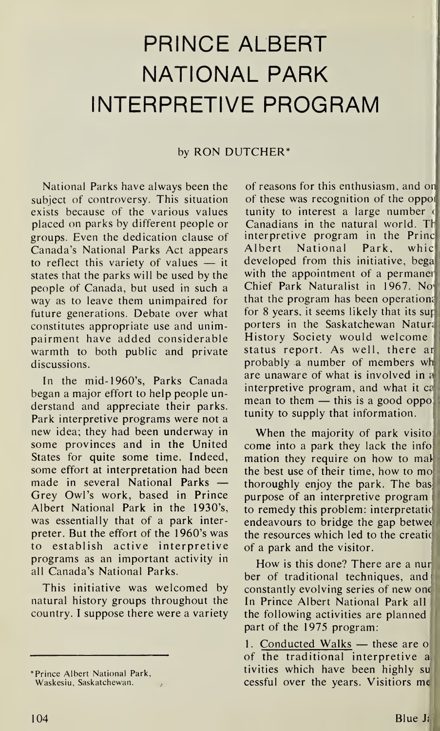# PRINCE ALBERT NATIONAL PARK INTERPRETIVE PROGRAM

by RON DUTCHER*

National Parks have always been the subject of controversy. This situation exists because of the various values placed on parks by different people or groups. Even the dedication clause of Canada's National Parks Act appears to reflect this variety of values — it states that the parks will be used by the people of Canada, but used in such a way as to leave them unimpaired for future generations. Debate over what constitutes appropriate use and unimpairment have added considerable warmth to both public and private discussions.

In the mid-1960's, Parks Canada began a major effort to help people understand and appreciate their parks. Park interpretive programs were not a new idea; they had been underway in some provinces and in the United States for quite some time. Indeed, some effort at interpretation had been made in several National Parks — Grey Owl's work, based in Prince Albert National Park in the 1930's, was essentially that of a park interpreter. But the effort of the 1960's was to establish active interpretive programs as an important activity in all Canada's National Parks.

This initiative was welcomed by natural history groups throughout the country. I suppose there were a variety of reasons for this enthusiasm, and one of these was recognition of the opportunity to interest a large number of Canadians in the natural world. The interpretive program in the Prince Albert National Park, which developed from this initiative, began with the appointment of a permanent Chief Park Naturalist in 1967. Now that the program has been operational for 8 years, it seems likely that its supporters in the Saskatchewan Natural History Society would welcome a status report. As well, there are probably a number of members who are unaware of what is involved in an interpretive program, and what it can mean to them — this is a good opportunity to supply that information.

When the majority of park visitors come into a park they lack the information they require on how to make the best use of their time, how to most thoroughly enjoy the park. The basic purpose of an interpretive program is to remedy this problem: interpretation endeavours to bridge the gap between the resources which led to the creation of a park and the visitor.

How is this done? There are a number of traditional techniques, and a constantly evolving series of new ones. In Prince Albert National Park all of the following activities are planned as part of the 1975 program:

1. Conducted Walks — these are one of the traditional interpretive activities which have been highly successful over the years. Visitiors me

*Prince Albert National Park, Waskesiu, Saskatchewan.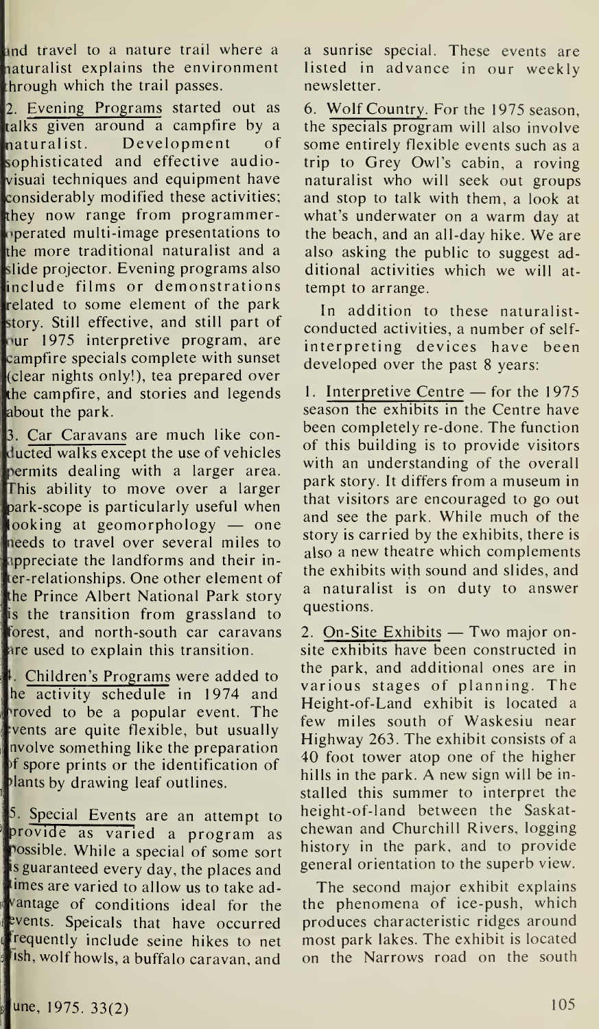and travel to a nature trail where a naturalist explains the environment through which the trail passes.

2. Evening Programs started out as talks given around a campfire by a naturalist. Development of sophisticated and effective audio-visual techniques and equipment have considerably modified these activities; they now range from programmer-operated multi-image presentations to the more traditional naturalist and a slide projector. Evening programs also include films or demonstrations related to some element of the park story. Still effective, and still part of our 1975 interpretive program, are campfire specials complete with sunset (clear nights only!), tea prepared over the campfire, and stories and legends about the park.

3. Car Caravans are much like conducted walks except the use of vehicles permits dealing with a larger area. This ability to move over a larger park-scope is particularly useful when looking at geomorphology — one needs to travel over several miles to appreciate the landforms and their inter-relationships. One other element of the Prince Albert National Park story is the transition from grassland to forest, and north-south car caravans are used to explain this transition.

4. Children's Programs were added to the activity schedule in 1974 and proved to be a popular event. The events are quite flexible, but usually involve something like the preparation of spore prints or the identification of plants by drawing leaf outlines.

5. Special Events are an attempt to provide as varied a program as possible. While a special of some sort is guaranteed every day, the places and times are varied to allow us to take advantage of conditions ideal for the events. Speicals that have occurred frequently include seine hikes to net fish, wolf howls, a buffalo caravan, and a sunrise special. These events are listed in advance in our weekly newsletter.

6. Wolf Country. For the 1975 season, the specials program will also involve some entirely flexible events such as a trip to Grey Owl's cabin, a roving naturalist who will seek out groups and stop to talk with them, a look at what's underwater on a warm day at the beach, and an all-day hike. We are also asking the public to suggest additional activities which we will attempt to arrange.

In addition to these naturalist-conducted activities, a number of self-interpreting devices have been developed over the past 8 years:

1. Interpretive Centre — for the 1975 season the exhibits in the Centre have been completely re-done. The function of this building is to provide visitors with an understanding of the overall park story. It differs from a museum in that visitors are encouraged to go out and see the park. While much of the story is carried by the exhibits, there is also a new theatre which complements the exhibits with sound and slides, and a naturalist is on duty to answer questions.

2. On-Site Exhibits — Two major on-site exhibits have been constructed in the park, and additional ones are in various stages of planning. The Height-of-Land exhibit is located a few miles south of Waskesiu near Highway 263. The exhibit consists of a 40 foot tower atop one of the higher hills in the park. A new sign will be installed this summer to interpret the height-of-land between the Saskatchewan and Churchill Rivers, logging history in the park, and to provide general orientation to the superb view.

The second major exhibit explains the phenomena of ice-push, which produces characteristic ridges around most park lakes. The exhibit is located on the Narrows road on the south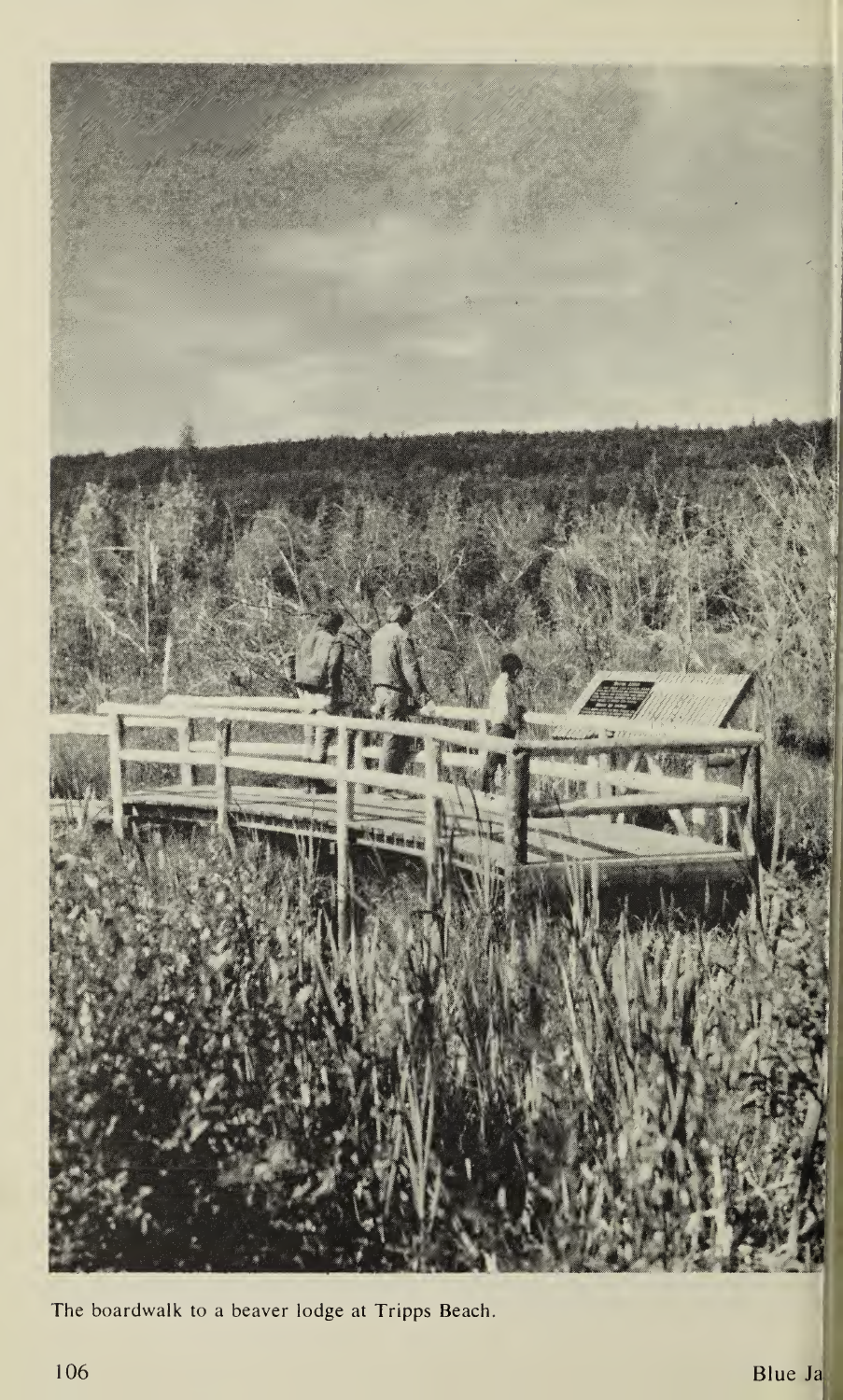The boardwalk to a beaver lodge at Tripps Beach.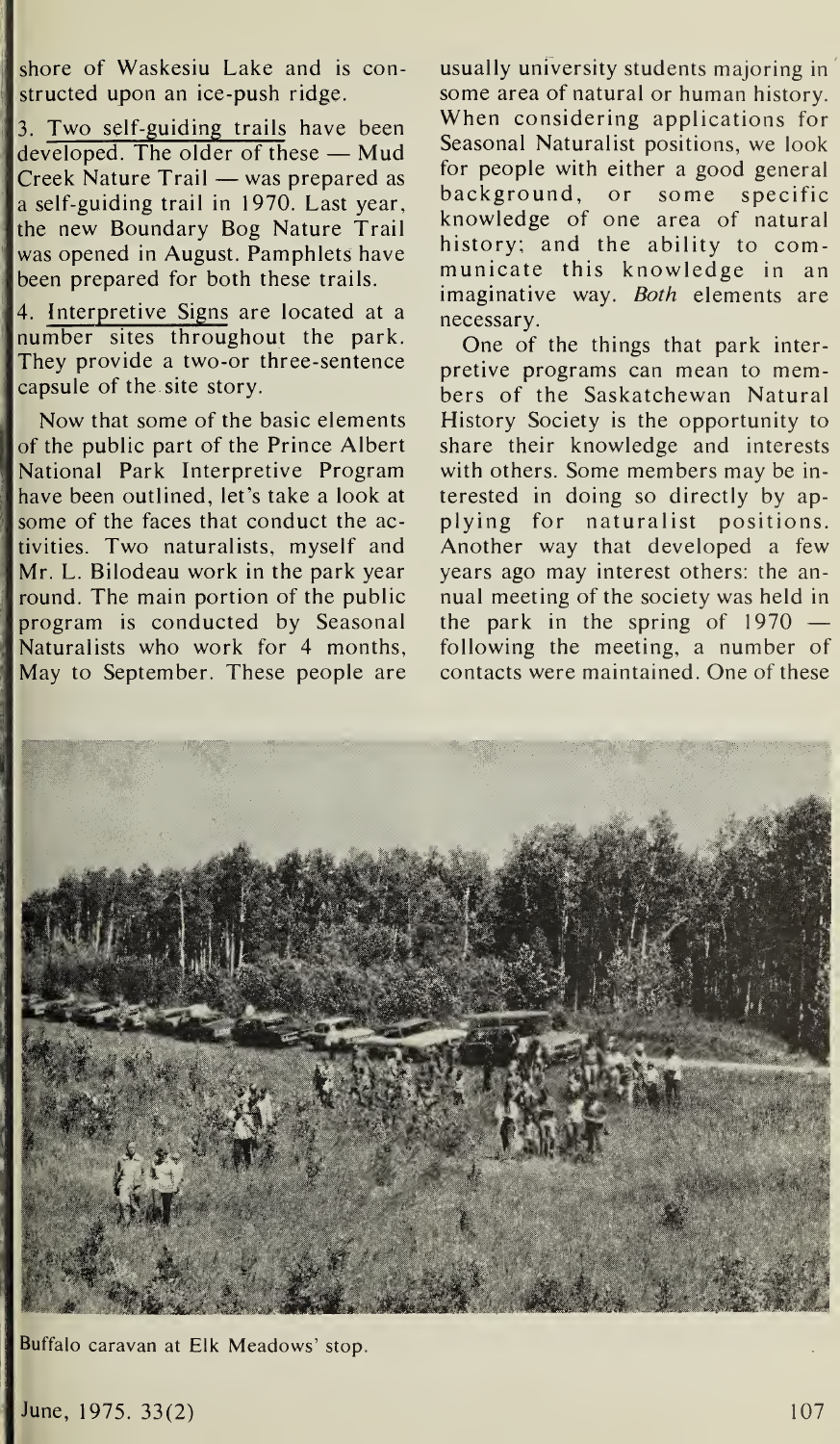shore of Waskesiu Lake and is constructed upon an ice-push ridge.

3. Two self-guiding trails have been developed. The older of these — Mud Creek Nature Trail — was prepared as a self-guiding trail in 1970. Last year, the new Boundary Bog Nature Trail was opened in August. Pamphlets have been prepared for both these trails.

4. Interpretive Signs are located at a number sites throughout the park. They provide a two-or three-sentence capsule of the site story.

Now that some of the basic elements of the public part of the Prince Albert National Park Interpretive Program have been outlined, let's take a look at some of the faces that conduct the activities. Two naturalists, myself and Mr. L. Bilodeau work in the park year round. The main portion of the public program is conducted by Seasonal Naturalists who work for 4 months, May to September. These people are usually university students majoring in some area of natural or human history. When considering applications for Seasonal Naturalist positions, we look for people with either a good general background, or some specific knowledge of one area of natural history; and the ability to communicate this knowledge in an imaginative way. *Both* elements are necessary.

One of the things that park interpretive programs can mean to members of the Saskatchewan Natural History Society is the opportunity to share their knowledge and interests with others. Some members may be interested in doing so directly by applying for naturalist positions. Another way that developed a few years ago may interest others: the annual meeting of the society was held in the park in the spring of 1970 — following the meeting, a number of contacts were maintained. One of these

Buffalo caravan at Elk Meadows' stop.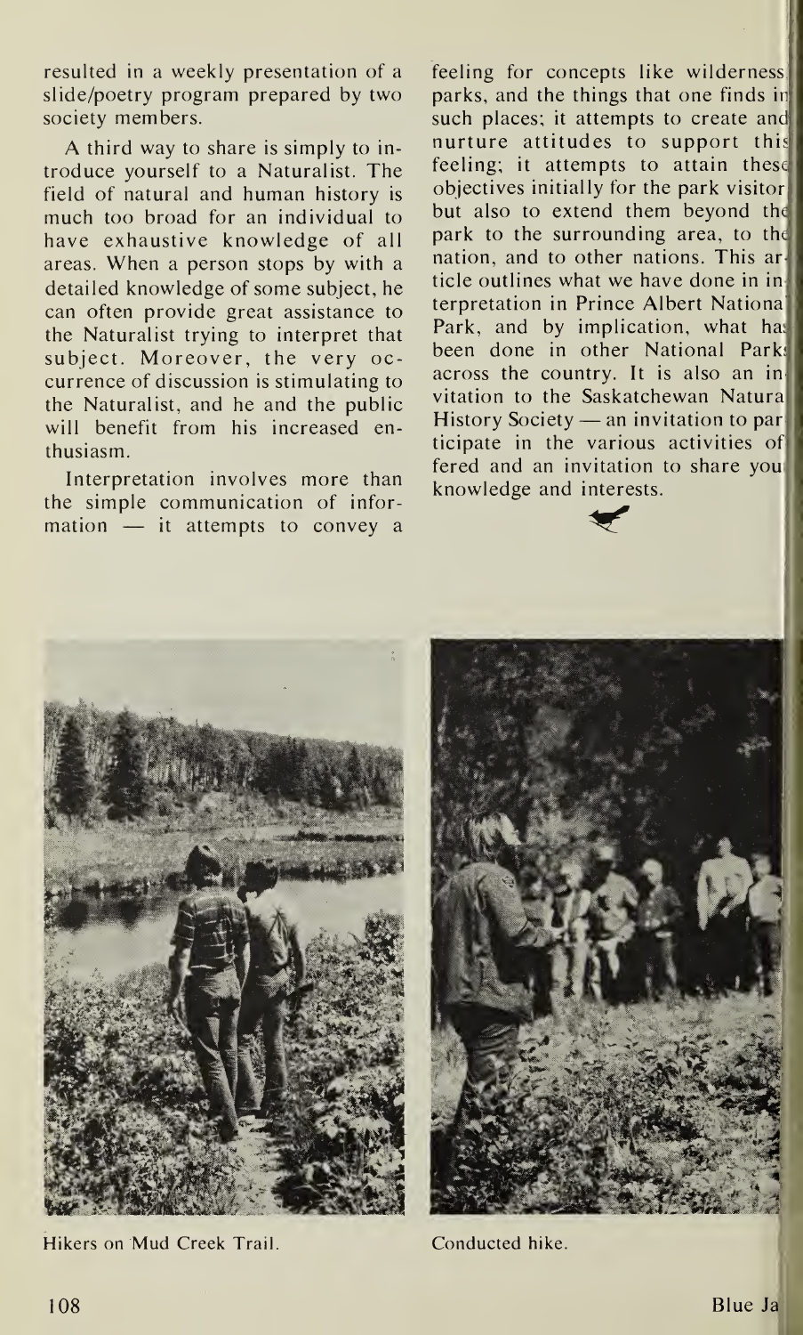resulted in a weekly presentation of a slide/poetry program prepared by two society members.

A third way to share is simply to introduce yourself to a Naturalist. The field of natural and human history is much too broad for an individual to have exhaustive knowledge of all areas. When a person stops by with a detailed knowledge of some subject, he can often provide great assistance to the Naturalist trying to interpret that subject. Moreover, the very occurrence of discussion is stimulating to the Naturalist, and he and the public will benefit from his increased enthusiasm.

Interpretation involves more than the simple communication of information — it attempts to convey a feeling for concepts like wilderness, parks, and the things that one finds in such places; it attempts to create and nurture attitudes to support this feeling; it attempts to attain these objectives initially for the park visitor but also to extend them beyond the park to the surrounding area, to the nation, and to other nations. This article outlines what we have done in interpretation in Prince Albert National Park, and by implication, what has been done in other National Parks across the country. It is also an invitation to the Saskatchewan Natural History Society — an invitation to participate in the various activities offered and an invitation to share your knowledge and interests.

Hikers on Mud Creek Trail.

Conducted hike.